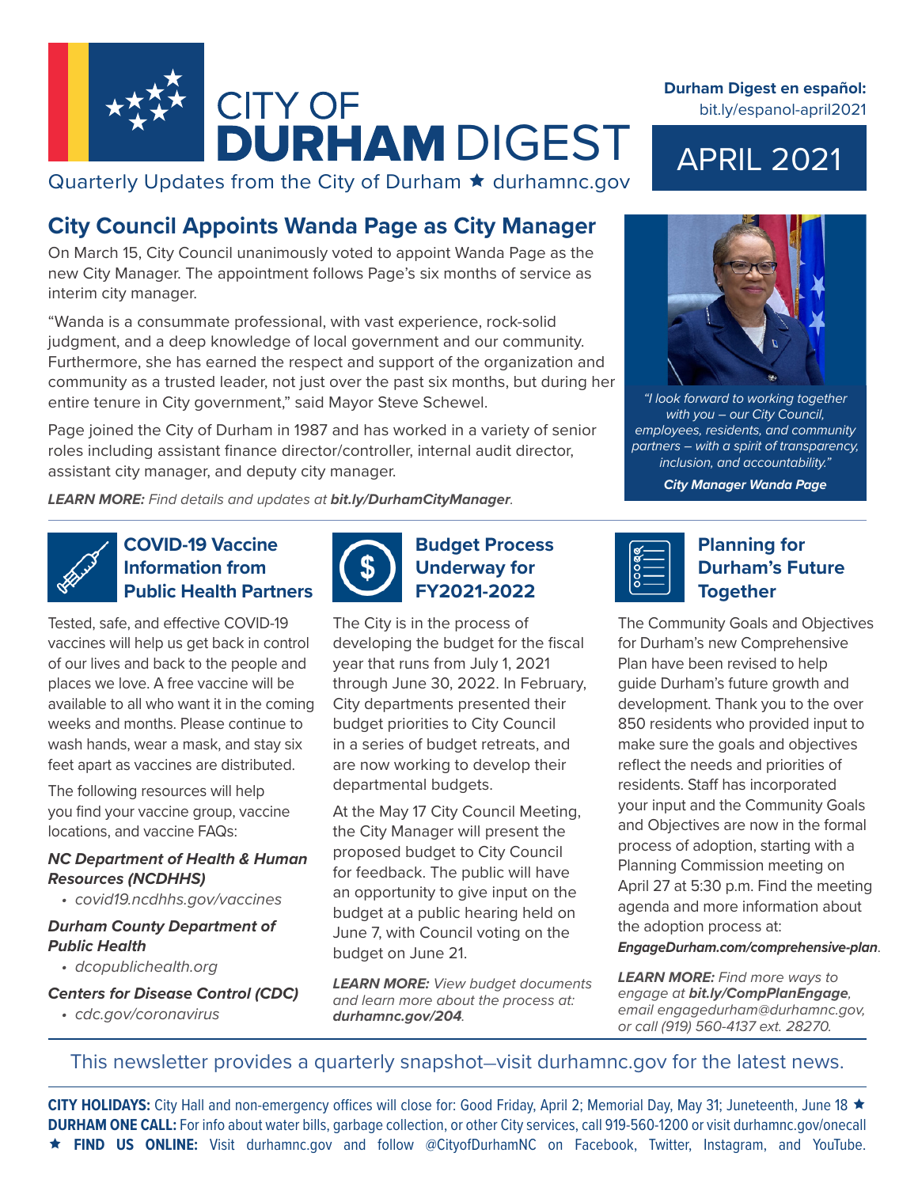# CITY OF DURHAM DIGEST

Quarterly Updates from the City of Durham ★ durhamnc.gov

**Durham Digest en español:** bit.ly/espanol-april2021

APRIL 2021

## City Council Appoints Wanda Page as City Manager

On March 15, City Council unanimously voted to appoint Wanda Page as the new City Manager. The appointment follows Page's six months of service as interim city manager.

"Wanda is a consummate professional, with vast experience, rock-solid judgment, and a deep knowledge of local government and our community. Furthermore, she has earned the respect and support of the organization and community as a trusted leader, not just over the past six months, but during her entire tenure in City government," said Mayor Steve Schewel.

Page joined the City of Durham in 1987 and has worked in a variety of senior roles including assistant finance director/controller, internal audit director, assistant city manager, and deputy city manager.

***LEARN MORE:** Find details and updates at **bit.ly/DurhamCityManager**.*

*"I look forward to working together with you – our City Council, employees, residents, and community partners – with a spirit of transparency, inclusion, and accountability."*

***City Manager Wanda Page***

## COVID-19 Vaccine Information from Public Health Partners

Tested, safe, and effective COVID-19 vaccines will help us get back in control of our lives and back to the people and places we love. A free vaccine will be available to all who want it in the coming weeks and months. Please continue to wash hands, wear a mask, and stay six feet apart as vaccines are distributed.

The following resources will help you find your vaccine group, vaccine locations, and vaccine FAQs:

***NC Department of Health & Human Resources (NCDHHS)***

- *covid19.ncdhhs.gov/vaccines*

***Durham County Department of Public Health***

- *dcopublichealth.org*

***Centers for Disease Control (CDC)***

- *cdc.gov/coronavirus*

## Budget Process Underway for FY2021-2022

The City is in the process of developing the budget for the fiscal year that runs from July 1, 2021 through June 30, 2022. In February, City departments presented their budget priorities to City Council in a series of budget retreats, and are now working to develop their departmental budgets.

At the May 17 City Council Meeting, the City Manager will present the proposed budget to City Council for feedback. The public will have an opportunity to give input on the budget at a public hearing held on June 7, with Council voting on the budget on June 21.

***LEARN MORE:** View budget documents and learn more about the process at: **durhamnc.gov/204**.*

## Planning for Durham's Future Together

The Community Goals and Objectives for Durham's new Comprehensive Plan have been revised to help guide Durham's future growth and development. Thank you to the over 850 residents who provided input to make sure the goals and objectives reflect the needs and priorities of residents. Staff has incorporated your input and the Community Goals and Objectives are now in the formal process of adoption, starting with a Planning Commission meeting on April 27 at 5:30 p.m. Find the meeting agenda and more information about the adoption process at: ***EngageDurham.com/comprehensive-plan***.

***LEARN MORE:** Find more ways to engage at **bit.ly/CompPlanEngage**, email engagedurham@durhamnc.gov, or call (919) 560-4137 ext. 28270.*

This newsletter provides a quarterly snapshot—visit durhamnc.gov for the latest news.

**CITY HOLIDAYS:** City Hall and non-emergency offices will close for: Good Friday, April 2; Memorial Day, May 31; Juneteenth, June 18 ★ **DURHAM ONE CALL:** For info about water bills, garbage collection, or other City services, call 919-560-1200 or visit durhamnc.gov/onecall ★ **FIND US ONLINE:** Visit durhamnc.gov and follow @CityofDurhamNC on Facebook, Twitter, Instagram, and YouTube.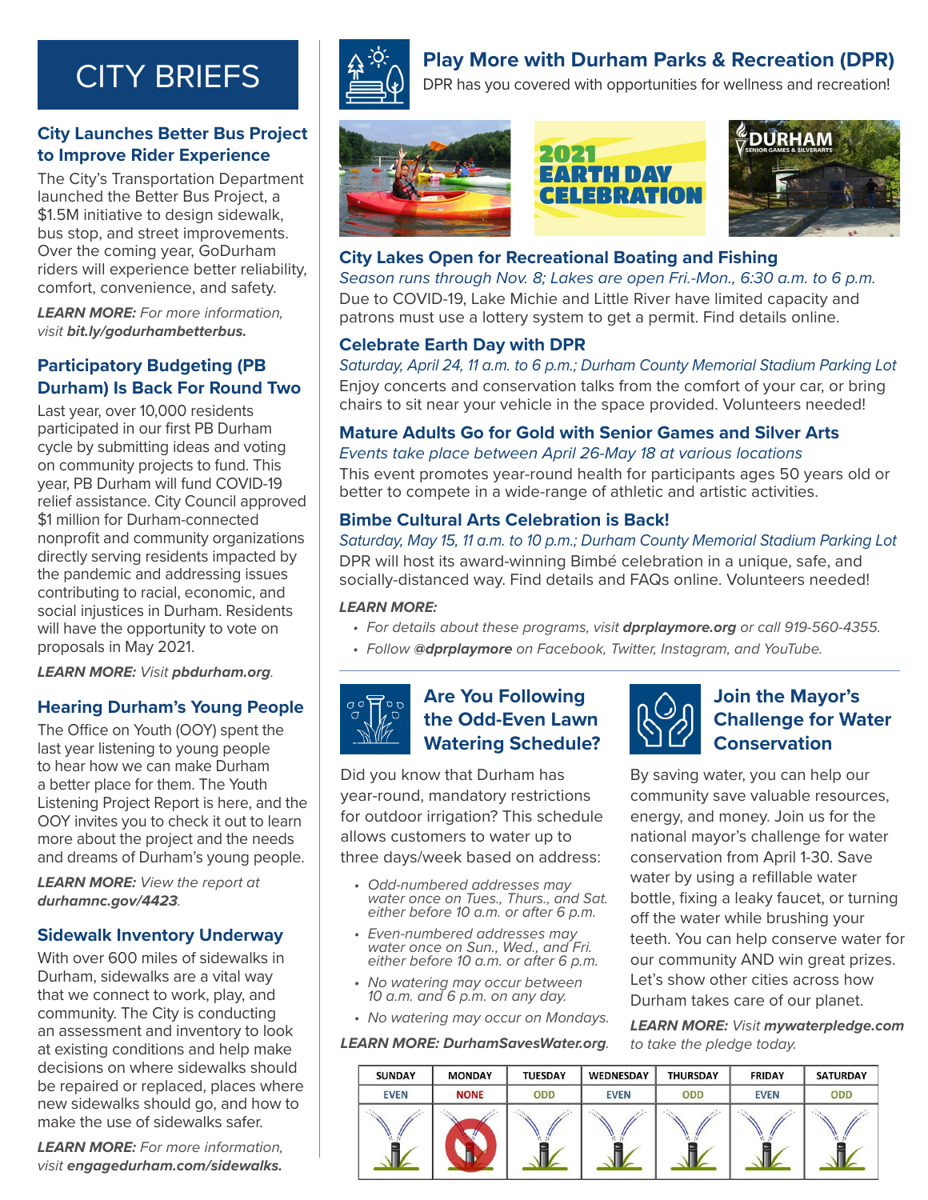# CITY BRIEFS

### City Launches Better Bus Project to Improve Rider Experience

The City's Transportation Department launched the Better Bus Project, a $1.5M initiative to design sidewalk, bus stop, and street improvements. Over the coming year, GoDurham riders will experience better reliability, comfort, convenience, and safety.

***LEARN MORE:*** *For more information, visit* ***bit.ly/godurhambetterbus.***

### Participatory Budgeting (PB Durham) Is Back For Round Two

Last year, over 10,000 residents participated in our first PB Durham cycle by submitting ideas and voting on community projects to fund. This year, PB Durham will fund COVID-19 relief assistance. City Council approved $1 million for Durham-connected nonprofit and community organizations directly serving residents impacted by the pandemic and addressing issues contributing to racial, economic, and social injustices in Durham. Residents will have the opportunity to vote on proposals in May 2021.

***LEARN MORE:*** *Visit* ***pbdurham.org****.*

### Hearing Durham's Young People

The Office on Youth (OOY) spent the last year listening to young people to hear how we can make Durham a better place for them. The Youth Listening Project Report is here, and the OOY invites you to check it out to learn more about the project and the needs and dreams of Durham's young people.

***LEARN MORE:*** *View the report at* ***durhamnc.gov/4423****.*

### Sidewalk Inventory Underway

With over 600 miles of sidewalks in Durham, sidewalks are a vital way that we connect to work, play, and community. The City is conducting an assessment and inventory to look at existing conditions and help make decisions on where sidewalks should be repaired or replaced, places where new sidewalks should go, and how to make the use of sidewalks safer.

***LEARN MORE:*** *For more information, visit* ***engagedurham.com/sidewalks.***

## Play More with Durham Parks & Recreation (DPR)

DPR has you covered with opportunities for wellness and recreation!

### City Lakes Open for Recreational Boating and Fishing

*Season runs through Nov. 8; Lakes are open Fri.-Mon., 6:30 a.m. to 6 p.m.*

Due to COVID-19, Lake Michie and Little River have limited capacity and patrons must use a lottery system to get a permit. Find details online.

### Celebrate Earth Day with DPR

*Saturday, April 24, 11 a.m. to 6 p.m.; Durham County Memorial Stadium Parking Lot*

Enjoy concerts and conservation talks from the comfort of your car, or bring chairs to sit near your vehicle in the space provided. Volunteers needed!

### Mature Adults Go for Gold with Senior Games and Silver Arts

*Events take place between April 26-May 18 at various locations*

This event promotes year-round health for participants ages 50 years old or better to compete in a wide-range of athletic and artistic activities.

### Bimbe Cultural Arts Celebration is Back!

*Saturday, May 15, 11 a.m. to 10 p.m.; Durham County Memorial Stadium Parking Lot*

DPR will host its award-winning Bimbé celebration in a unique, safe, and socially-distanced way. Find details and FAQs online. Volunteers needed!

***LEARN MORE:***

- *For details about these programs, visit* ***dprplaymore.org*** *or call 919-560-4355.*
- *Follow* ***@dprplaymore*** *on Facebook, Twitter, Instagram, and YouTube.*

### Are You Following the Odd-Even Lawn Watering Schedule?

Did you know that Durham has year-round, mandatory restrictions for outdoor irrigation? This schedule allows customers to water up to three days/week based on address:

- *Odd-numbered addresses may water once on Tues., Thurs., and Sat. either before 10 a.m. or after 6 p.m.*
- *Even-numbered addresses may water once on Sun., Wed., and Fri. either before 10 a.m. or after 6 p.m.*
- *No watering may occur between 10 a.m. and 6 p.m. on any day.*
- *No watering may occur on Mondays.*

***LEARN MORE: DurhamSavesWater.org****.*

### Join the Mayor's Challenge for Water Conservation

By saving water, you can help our community save valuable resources, energy, and money. Join us for the national mayor's challenge for water conservation from April 1-30. Save water by using a refillable water bottle, fixing a leaky faucet, or turning off the water while brushing your teeth. You can help conserve water for our community AND win great prizes. Let's show other cities across how Durham takes care of our planet.

***LEARN MORE:*** *Visit* ***mywaterpledge.com*** *to take the pledge today.*

| SUNDAY | MONDAY | TUESDAY | WEDNESDAY | THURSDAY | FRIDAY | SATURDAY |
|---|---|---|---|---|---|---|
| EVEN | NONE | ODD | EVEN | ODD | EVEN | ODD |